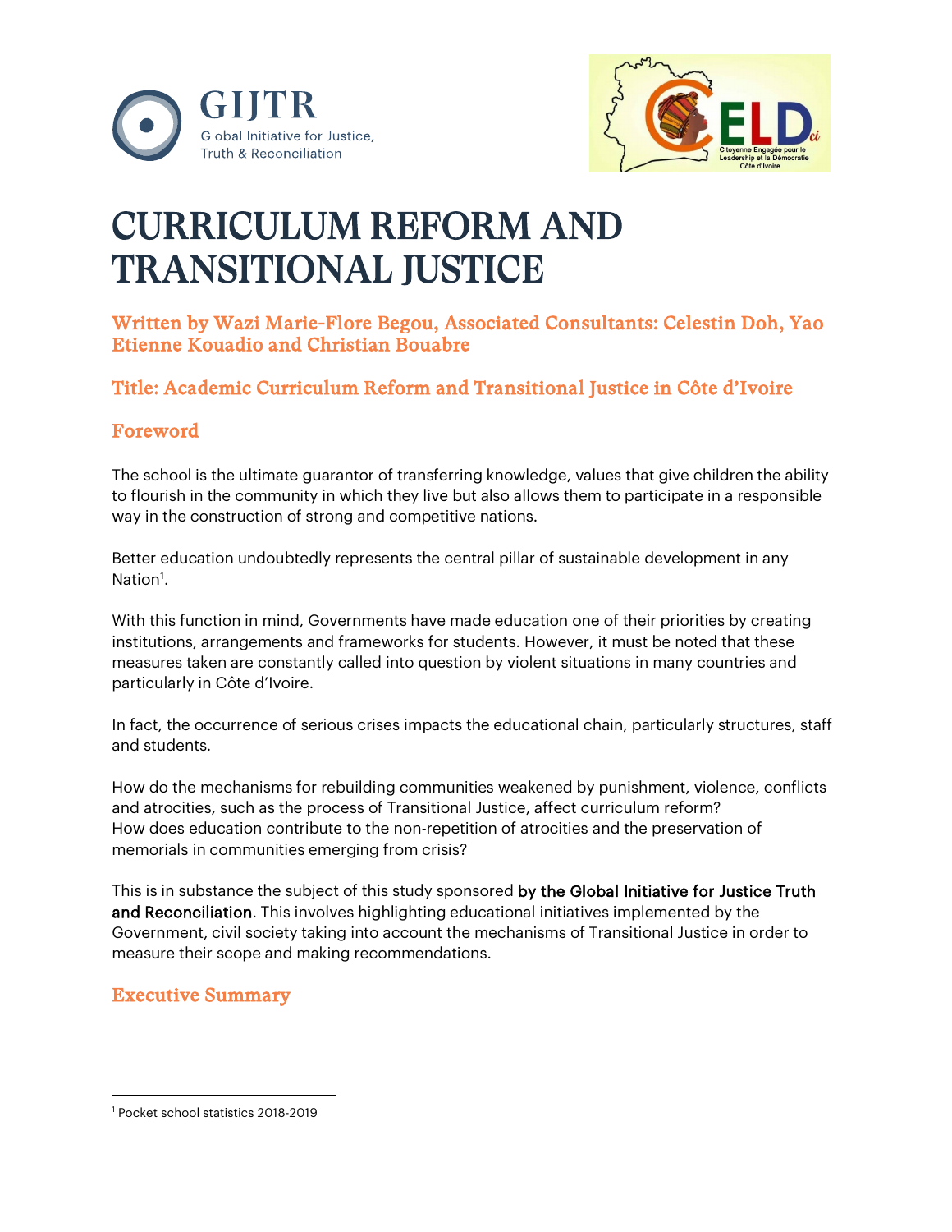# CURRICULUM REFORM AND TRANSITIONAL JUSTICE

## Written by Wazi Marie-Flore Begou, Associated Consultants: Celestin Doh, Yao Etienne Kouadio and Christian Bouabre

## Title: Academic Curriculum Reform and Transitional Justice in Côte d'Ivoire

## Foreword

The school is the ultimate guarantor of transferring knowledge, values that give children the ability to flourish in the community in which they live but also allows them to participate in a responsible way in the construction of strong and competitive nations.

Better education undoubtedly represents the central pillar of sustainable development in any Nation[1].

With this function in mind, Governments have made education one of their priorities by creating institutions, arrangements and frameworks for students. However, it must be noted that these measures taken are constantly called into question by violent situations in many countries and particularly in Côte d'Ivoire.

In fact, the occurrence of serious crises impacts the educational chain, particularly structures, staff and students.

How do the mechanisms for rebuilding communities weakened by punishment, violence, conflicts and atrocities, such as the process of Transitional Justice, affect curriculum reform? How does education contribute to the non-repetition of atrocities and the preservation of memorials in communities emerging from crisis?

This is in substance the subject of this study sponsored **by the Global Initiative for Justice Truth and Reconciliation**. This involves highlighting educational initiatives implemented by the Government, civil society taking into account the mechanisms of Transitional Justice in order to measure their scope and making recommendations.

## Executive Summary

[1] Pocket school statistics 2018-2019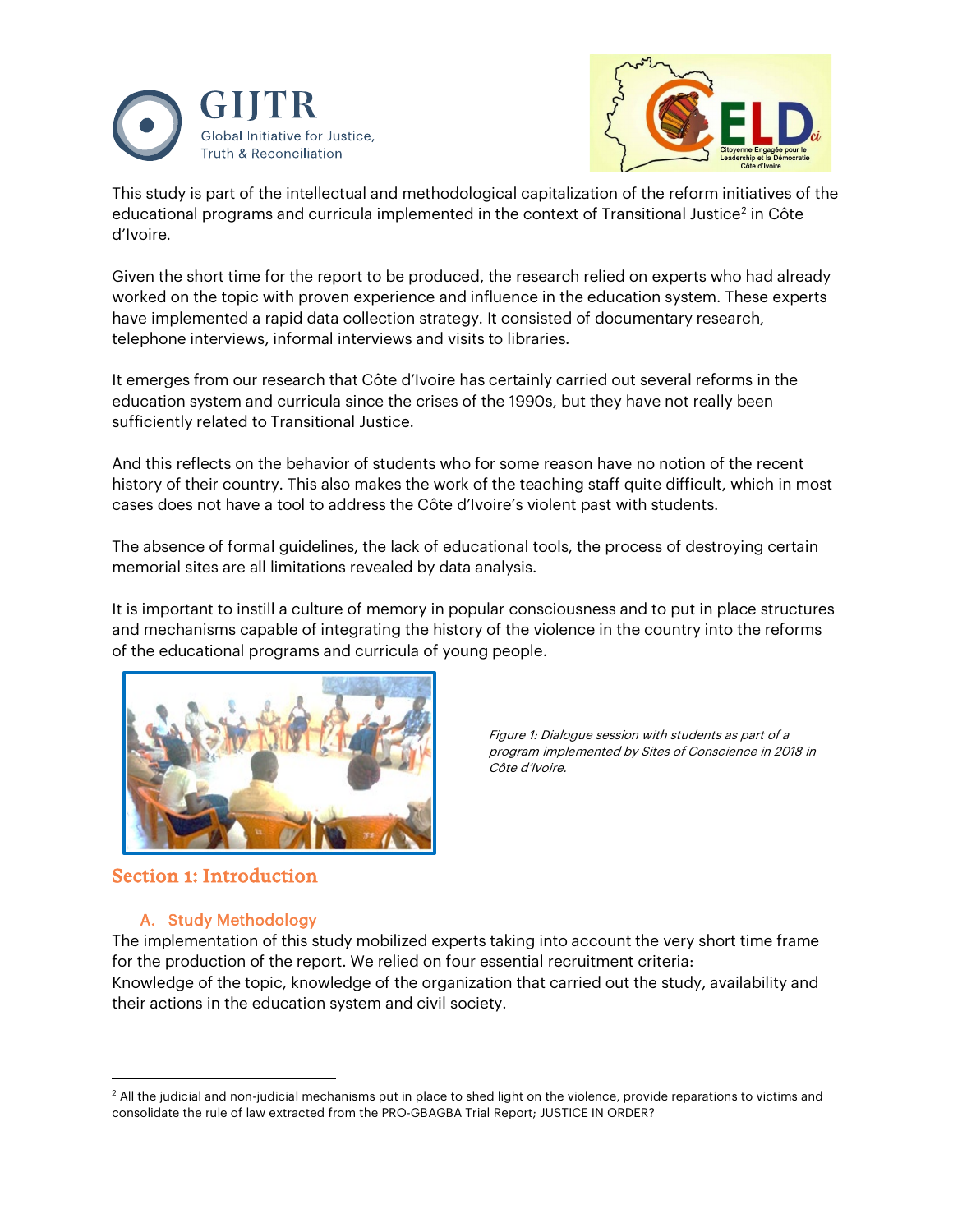This study is part of the intellectual and methodological capitalization of the reform initiatives of the educational programs and curricula implemented in the context of Transitional Justice[2] in Côte d'Ivoire.

Given the short time for the report to be produced, the research relied on experts who had already worked on the topic with proven experience and influence in the education system. These experts have implemented a rapid data collection strategy. It consisted of documentary research, telephone interviews, informal interviews and visits to libraries.

It emerges from our research that Côte d'Ivoire has certainly carried out several reforms in the education system and curricula since the crises of the 1990s, but they have not really been sufficiently related to Transitional Justice.

And this reflects on the behavior of students who for some reason have no notion of the recent history of their country. This also makes the work of the teaching staff quite difficult, which in most cases does not have a tool to address the Côte d'Ivoire's violent past with students.

The absence of formal guidelines, the lack of educational tools, the process of destroying certain memorial sites are all limitations revealed by data analysis.

It is important to instill a culture of memory in popular consciousness and to put in place structures and mechanisms capable of integrating the history of the violence in the country into the reforms of the educational programs and curricula of young people.

*Figure 1: Dialogue session with students as part of a program implemented by Sites of Conscience in 2018 in Côte d'Ivoire.*

## Section 1: Introduction

### A. Study Methodology

The implementation of this study mobilized experts taking into account the very short time frame for the production of the report. We relied on four essential recruitment criteria:
Knowledge of the topic, knowledge of the organization that carried out the study, availability and their actions in the education system and civil society.

---

[2] All the judicial and non-judicial mechanisms put in place to shed light on the violence, provide reparations to victims and consolidate the rule of law extracted from the PRO-GBAGBA Trial Report; JUSTICE IN ORDER?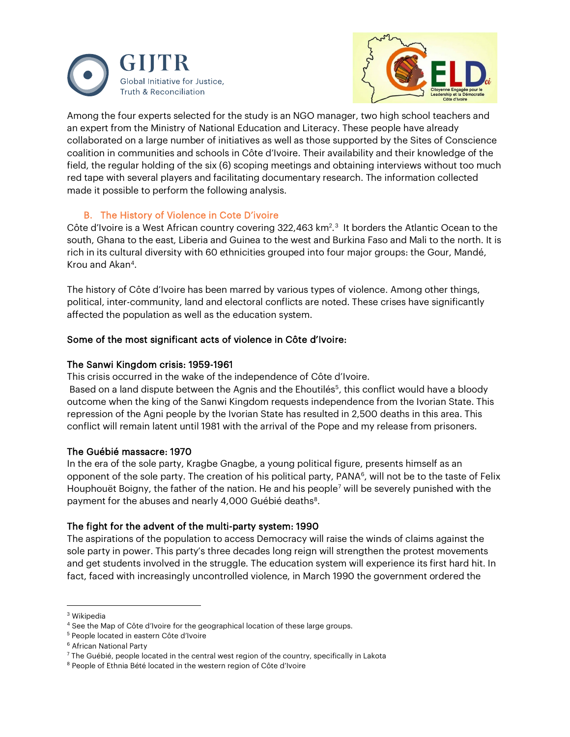Among the four experts selected for the study is an NGO manager, two high school teachers and an expert from the Ministry of National Education and Literacy. These people have already collaborated on a large number of initiatives as well as those supported by the Sites of Conscience coalition in communities and schools in Côte d'Ivoire. Their availability and their knowledge of the field, the regular holding of the six (6) scoping meetings and obtaining interviews without too much red tape with several players and facilitating documentary research. The information collected made it possible to perform the following analysis.

## B. The History of Violence in Cote D'ivoire

Côte d'Ivoire is a West African country covering 322,463 km$^2$.[3] It borders the Atlantic Ocean to the south, Ghana to the east, Liberia and Guinea to the west and Burkina Faso and Mali to the north. It is rich in its cultural diversity with 60 ethnicities grouped into four major groups: the Gour, Mandé, Krou and Akan[4].

The history of Côte d'Ivoire has been marred by various types of violence. Among other things, political, inter-community, land and electoral conflicts are noted. These crises have significantly affected the population as well as the education system.

**Some of the most significant acts of violence in Côte d'Ivoire:**

**The Sanwi Kingdom crisis: 1959-1961**

This crisis occurred in the wake of the independence of Côte d'Ivoire.

Based on a land dispute between the Agnis and the Ehoutilés[5], this conflict would have a bloody outcome when the king of the Sanwi Kingdom requests independence from the Ivorian State. This repression of the Agni people by the Ivorian State has resulted in 2,500 deaths in this area. This conflict will remain latent until 1981 with the arrival of the Pope and my release from prisoners.

**The Guébié massacre: 1970**

In the era of the sole party, Kragbe Gnagbe, a young political figure, presents himself as an opponent of the sole party. The creation of his political party, PANA[6], will not be to the taste of Felix Houphouët Boigny, the father of the nation. He and his people[7] will be severely punished with the payment for the abuses and nearly 4,000 Guébié deaths[8].

**The fight for the advent of the multi-party system: 1990**

The aspirations of the population to access Democracy will raise the winds of claims against the sole party in power. This party's three decades long reign will strengthen the protest movements and get students involved in the struggle. The education system will experience its first hard hit. In fact, faced with increasingly uncontrolled violence, in March 1990 the government ordered the

---

[3] Wikipedia

[4] See the Map of Côte d'Ivoire for the geographical location of these large groups.

[5] People located in eastern Côte d'Ivoire

[6] African National Party

[7] The Guébié, people located in the central west region of the country, specifically in Lakota

[8] People of Ethnia Bété located in the western region of Côte d'Ivoire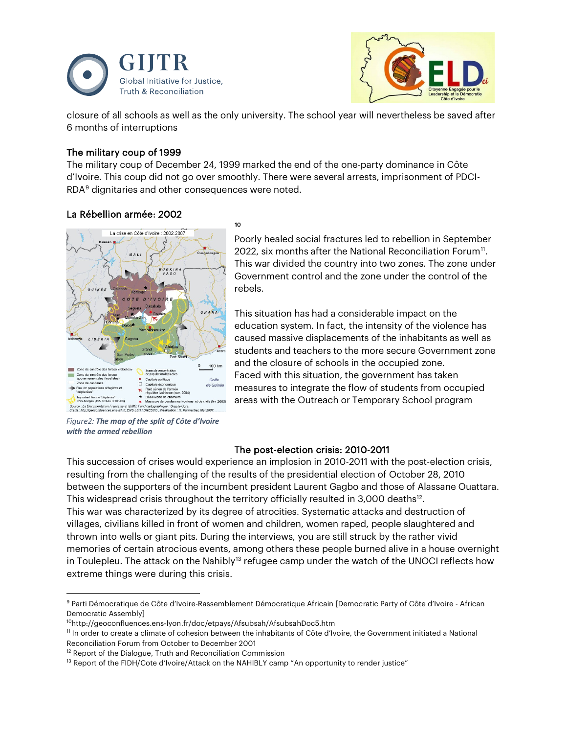closure of all schools as well as the only university. The school year will nevertheless be saved after 6 months of interruptions

## The military coup of 1999

The military coup of December 24, 1999 marked the end of the one-party dominance in Côte d'Ivoire. This coup did not go over smoothly. There were several arrests, imprisonment of PDCI-RDA[9] dignitaries and other consequences were noted.

## La Rébellion armée: 2002

[10]

Poorly healed social fractures led to rebellion in September 2022, six months after the National Reconciliation Forum[11]. This war divided the country into two zones. The zone under Government control and the zone under the control of the rebels.

This situation has had a considerable impact on the education system. In fact, the intensity of the violence has caused massive displacements of the inhabitants as well as students and teachers to the more secure Government zone and the closure of schools in the occupied zone. Faced with this situation, the government has taken measures to integrate the flow of students from occupied areas with the Outreach or Temporary School program

*Figure2: **The map of the split of Côte d'Ivoire with the armed rebellion***

## The post-election crisis: 2010-2011

This succession of crises would experience an implosion in 2010-2011 with the post-election crisis, resulting from the challenging of the results of the presidential election of October 28, 2010 between the supporters of the incumbent president Laurent Gagbo and those of Alassane Ouattara. This widespread crisis throughout the territory officially resulted in 3,000 deaths[12].
This war was characterized by its degree of atrocities. Systematic attacks and destruction of villages, civilians killed in front of women and children, women raped, people slaughtered and thrown into wells or giant pits. During the interviews, you are still struck by the rather vivid memories of certain atrocious events, among others these people burned alive in a house overnight in Toulepleu. The attack on the Nahibly[13] refugee camp under the watch of the UNOCI reflects how extreme things were during this crisis.

---

[9] Parti Démocratique de Côte d'Ivoire-Rassemblement Démocratique Africain [Democratic Party of Côte d'Ivoire - African Democratic Assembly]

[10] http://geoconfluences.ens-lyon.fr/doc/etpays/Afsubsah/AfsubsahDoc5.htm

[11] In order to create a climate of cohesion between the inhabitants of Côte d'Ivoire, the Government initiated a National Reconciliation Forum from October to December 2001

[12] Report of the Dialogue, Truth and Reconciliation Commission

[13] Report of the FIDH/Cote d'Ivoire/Attack on the NAHIBLY camp "An opportunity to render justice"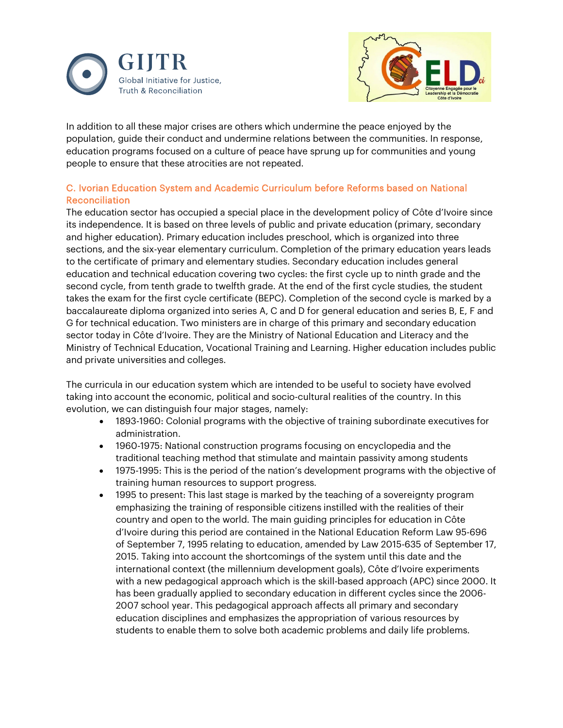In addition to all these major crises are others which undermine the peace enjoyed by the population, guide their conduct and undermine relations between the communities. In response, education programs focused on a culture of peace have sprung up for communities and young people to ensure that these atrocities are not repeated.

### C. Ivorian Education System and Academic Curriculum before Reforms based on National Reconciliation

The education sector has occupied a special place in the development policy of Côte d'Ivoire since its independence. It is based on three levels of public and private education (primary, secondary and higher education). Primary education includes preschool, which is organized into three sections, and the six-year elementary curriculum. Completion of the primary education years leads to the certificate of primary and elementary studies. Secondary education includes general education and technical education covering two cycles: the first cycle up to ninth grade and the second cycle, from tenth grade to twelfth grade. At the end of the first cycle studies, the student takes the exam for the first cycle certificate (BEPC). Completion of the second cycle is marked by a baccalaureate diploma organized into series A, C and D for general education and series B, E, F and G for technical education. Two ministers are in charge of this primary and secondary education sector today in Côte d'Ivoire. They are the Ministry of National Education and Literacy and the Ministry of Technical Education, Vocational Training and Learning. Higher education includes public and private universities and colleges.

The curricula in our education system which are intended to be useful to society have evolved taking into account the economic, political and socio-cultural realities of the country. In this evolution, we can distinguish four major stages, namely:

- 1893-1960: Colonial programs with the objective of training subordinate executives for administration.
- 1960-1975: National construction programs focusing on encyclopedia and the traditional teaching method that stimulate and maintain passivity among students
- 1975-1995: This is the period of the nation's development programs with the objective of training human resources to support progress.
- 1995 to present: This last stage is marked by the teaching of a sovereignty program emphasizing the training of responsible citizens instilled with the realities of their country and open to the world. The main guiding principles for education in Côte d'Ivoire during this period are contained in the National Education Reform Law 95-696 of September 7, 1995 relating to education, amended by Law 2015-635 of September 17, 2015. Taking into account the shortcomings of the system until this date and the international context (the millennium development goals), Côte d'Ivoire experiments with a new pedagogical approach which is the skill-based approach (APC) since 2000. It has been gradually applied to secondary education in different cycles since the 2006-2007 school year. This pedagogical approach affects all primary and secondary education disciplines and emphasizes the appropriation of various resources by students to enable them to solve both academic problems and daily life problems.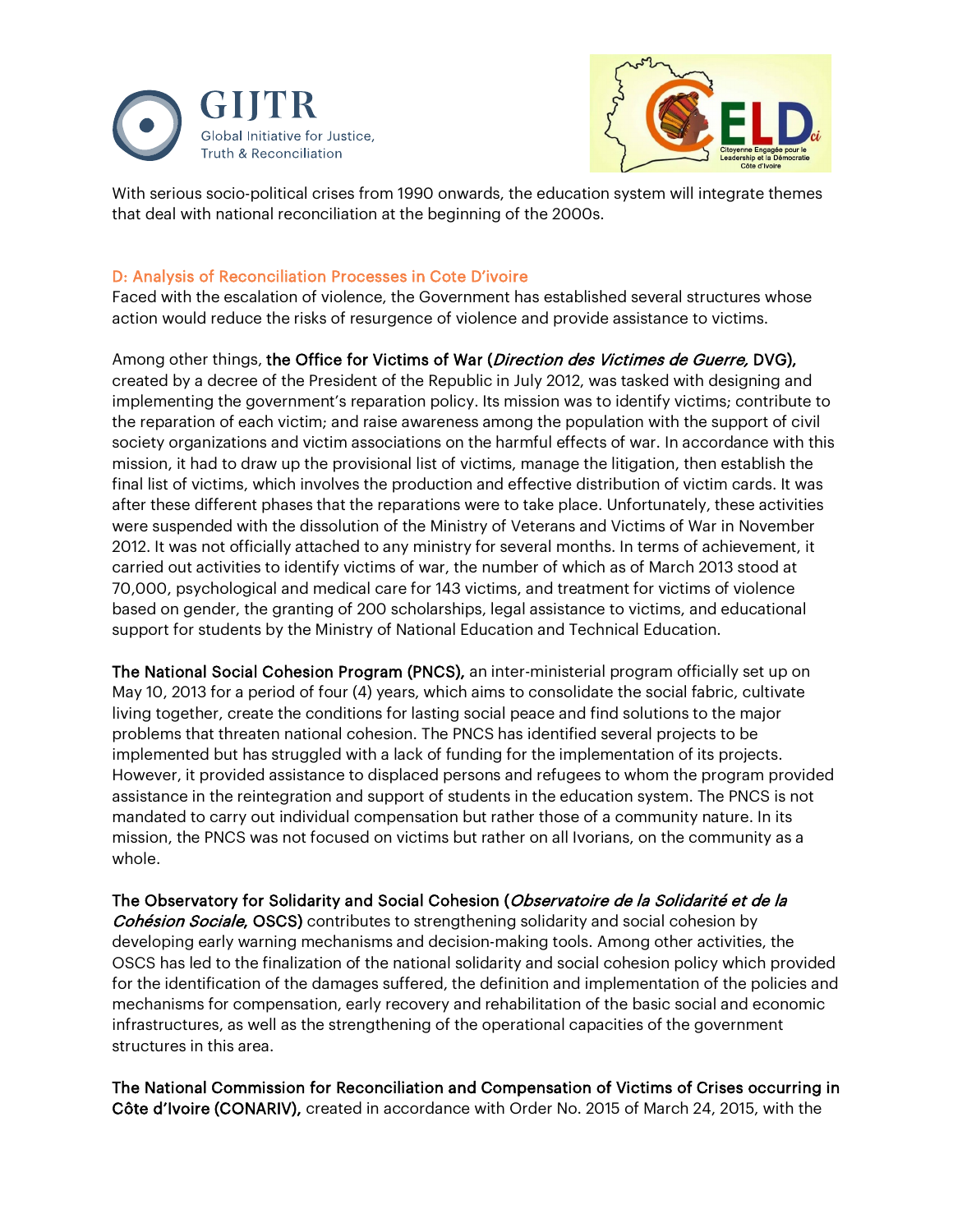With serious socio-political crises from 1990 onwards, the education system will integrate themes that deal with national reconciliation at the beginning of the 2000s.

## D: Analysis of Reconciliation Processes in Cote D'ivoire

Faced with the escalation of violence, the Government has established several structures whose action would reduce the risks of resurgence of violence and provide assistance to victims.

Among other things, **the Office for Victims of War (*Direction des Victimes de Guerre,* DVG),** created by a decree of the President of the Republic in July 2012, was tasked with designing and implementing the government's reparation policy. Its mission was to identify victims; contribute to the reparation of each victim; and raise awareness among the population with the support of civil society organizations and victim associations on the harmful effects of war. In accordance with this mission, it had to draw up the provisional list of victims, manage the litigation, then establish the final list of victims, which involves the production and effective distribution of victim cards. It was after these different phases that the reparations were to take place. Unfortunately, these activities were suspended with the dissolution of the Ministry of Veterans and Victims of War in November 2012. It was not officially attached to any ministry for several months. In terms of achievement, it carried out activities to identify victims of war, the number of which as of March 2013 stood at 70,000, psychological and medical care for 143 victims, and treatment for victims of violence based on gender, the granting of 200 scholarships, legal assistance to victims, and educational support for students by the Ministry of National Education and Technical Education.

**The National Social Cohesion Program (PNCS),** an inter-ministerial program officially set up on May 10, 2013 for a period of four (4) years, which aims to consolidate the social fabric, cultivate living together, create the conditions for lasting social peace and find solutions to the major problems that threaten national cohesion. The PNCS has identified several projects to be implemented but has struggled with a lack of funding for the implementation of its projects. However, it provided assistance to displaced persons and refugees to whom the program provided assistance in the reintegration and support of students in the education system. The PNCS is not mandated to carry out individual compensation but rather those of a community nature. In its mission, the PNCS was not focused on victims but rather on all Ivorians, on the community as a whole.

**The Observatory for Solidarity and Social Cohesion (*Observatoire de la Solidarité et de la Cohésion Sociale*, OSCS)** contributes to strengthening solidarity and social cohesion by developing early warning mechanisms and decision-making tools. Among other activities, the OSCS has led to the finalization of the national solidarity and social cohesion policy which provided for the identification of the damages suffered, the definition and implementation of the policies and mechanisms for compensation, early recovery and rehabilitation of the basic social and economic infrastructures, as well as the strengthening of the operational capacities of the government structures in this area.

**The National Commission for Reconciliation and Compensation of Victims of Crises occurring in Côte d'Ivoire (CONARIV),** created in accordance with Order No. 2015 of March 24, 2015, with the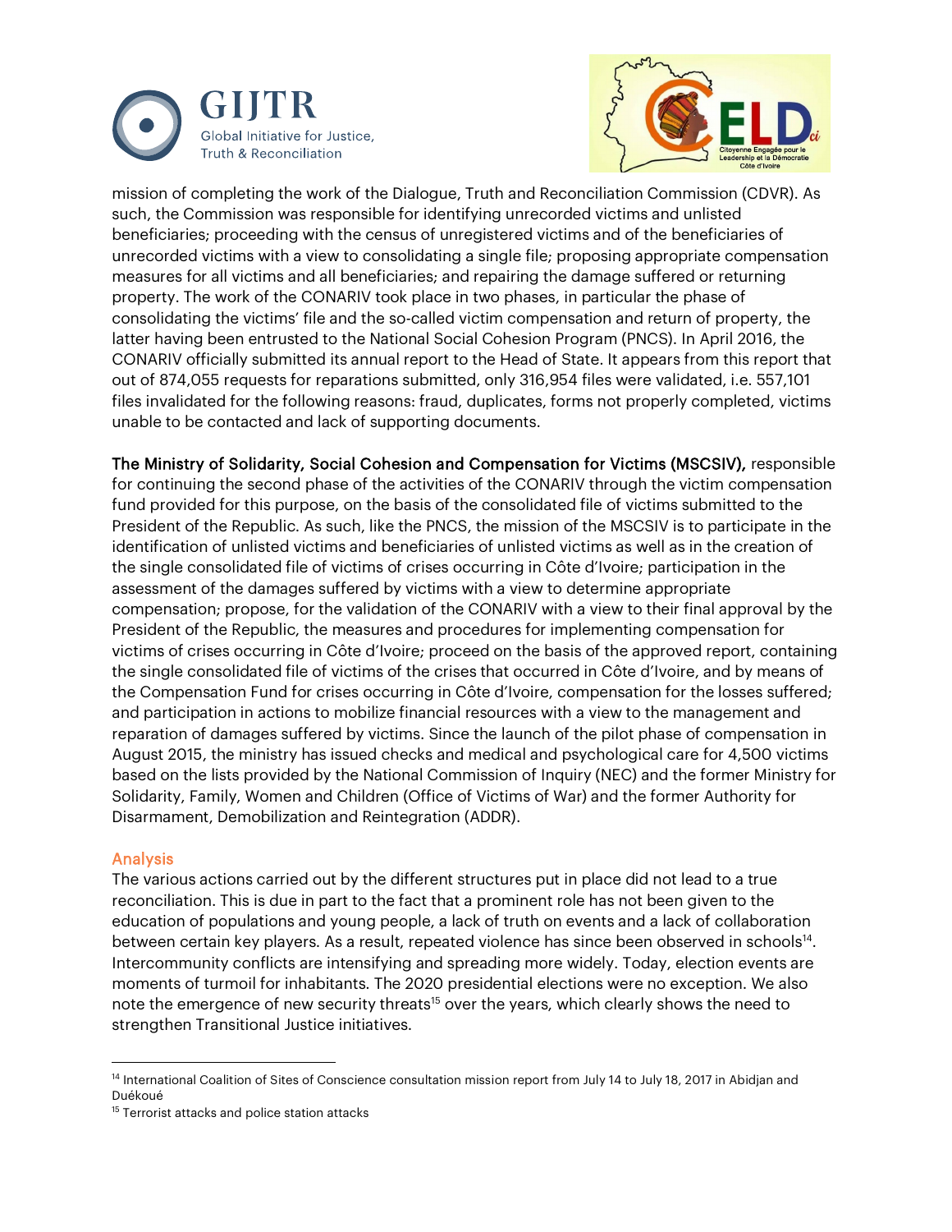mission of completing the work of the Dialogue, Truth and Reconciliation Commission (CDVR). As such, the Commission was responsible for identifying unrecorded victims and unlisted beneficiaries; proceeding with the census of unregistered victims and of the beneficiaries of unrecorded victims with a view to consolidating a single file; proposing appropriate compensation measures for all victims and all beneficiaries; and repairing the damage suffered or returning property. The work of the CONARIV took place in two phases, in particular the phase of consolidating the victims' file and the so-called victim compensation and return of property, the latter having been entrusted to the National Social Cohesion Program (PNCS). In April 2016, the CONARIV officially submitted its annual report to the Head of State. It appears from this report that out of 874,055 requests for reparations submitted, only 316,954 files were validated, i.e. 557,101 files invalidated for the following reasons: fraud, duplicates, forms not properly completed, victims unable to be contacted and lack of supporting documents.

**The Ministry of Solidarity, Social Cohesion and Compensation for Victims (MSCSIV),** responsible for continuing the second phase of the activities of the CONARIV through the victim compensation fund provided for this purpose, on the basis of the consolidated file of victims submitted to the President of the Republic. As such, like the PNCS, the mission of the MSCSIV is to participate in the identification of unlisted victims and beneficiaries of unlisted victims as well as in the creation of the single consolidated file of victims of crises occurring in Côte d'Ivoire; participation in the assessment of the damages suffered by victims with a view to determine appropriate compensation; propose, for the validation of the CONARIV with a view to their final approval by the President of the Republic, the measures and procedures for implementing compensation for victims of crises occurring in Côte d'Ivoire; proceed on the basis of the approved report, containing the single consolidated file of victims of the crises that occurred in Côte d'Ivoire, and by means of the Compensation Fund for crises occurring in Côte d'Ivoire, compensation for the losses suffered; and participation in actions to mobilize financial resources with a view to the management and reparation of damages suffered by victims. Since the launch of the pilot phase of compensation in August 2015, the ministry has issued checks and medical and psychological care for 4,500 victims based on the lists provided by the National Commission of Inquiry (NEC) and the former Ministry for Solidarity, Family, Women and Children (Office of Victims of War) and the former Authority for Disarmament, Demobilization and Reintegration (ADDR).

## Analysis

The various actions carried out by the different structures put in place did not lead to a true reconciliation. This is due in part to the fact that a prominent role has not been given to the education of populations and young people, a lack of truth on events and a lack of collaboration between certain key players. As a result, repeated violence has since been observed in schools[14]. Intercommunity conflicts are intensifying and spreading more widely. Today, election events are moments of turmoil for inhabitants. The 2020 presidential elections were no exception. We also note the emergence of new security threats[15] over the years, which clearly shows the need to strengthen Transitional Justice initiatives.

---

[14] International Coalition of Sites of Conscience consultation mission report from July 14 to July 18, 2017 in Abidjan and Duékoué

[15] Terrorist attacks and police station attacks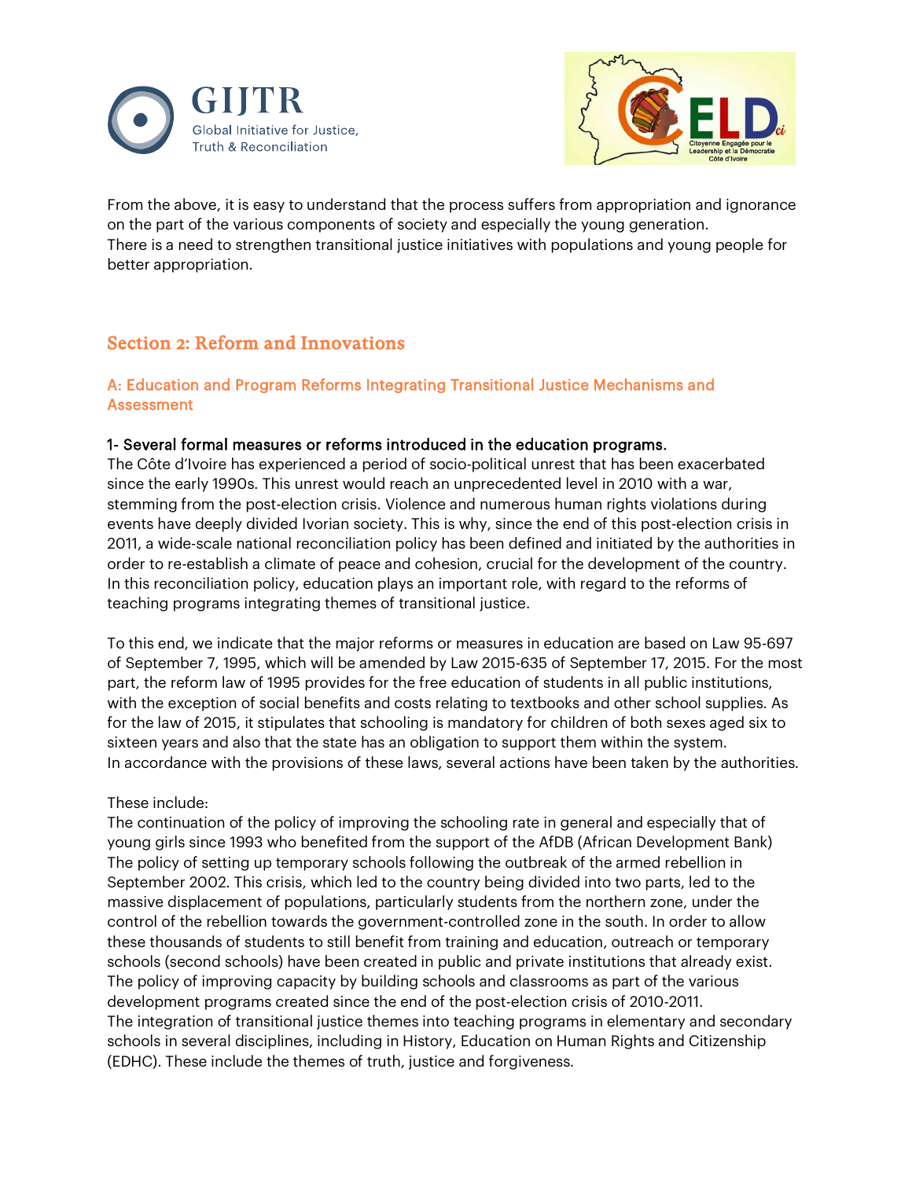From the above, it is easy to understand that the process suffers from appropriation and ignorance on the part of the various components of society and especially the young generation.
There is a need to strengthen transitional justice initiatives with populations and young people for better appropriation.

## Section 2: Reform and Innovations

### A: Education and Program Reforms Integrating Transitional Justice Mechanisms and Assessment

#### 1- Several formal measures or reforms introduced in the education programs.

The Côte d'Ivoire has experienced a period of socio-political unrest that has been exacerbated since the early 1990s. This unrest would reach an unprecedented level in 2010 with a war, stemming from the post-election crisis. Violence and numerous human rights violations during events have deeply divided Ivorian society. This is why, since the end of this post-election crisis in 2011, a wide-scale national reconciliation policy has been defined and initiated by the authorities in order to re-establish a climate of peace and cohesion, crucial for the development of the country. In this reconciliation policy, education plays an important role, with regard to the reforms of teaching programs integrating themes of transitional justice.

To this end, we indicate that the major reforms or measures in education are based on Law 95-697 of September 7, 1995, which will be amended by Law 2015-635 of September 17, 2015. For the most part, the reform law of 1995 provides for the free education of students in all public institutions, with the exception of social benefits and costs relating to textbooks and other school supplies. As for the law of 2015, it stipulates that schooling is mandatory for children of both sexes aged six to sixteen years and also that the state has an obligation to support them within the system.
In accordance with the provisions of these laws, several actions have been taken by the authorities.

These include:
The continuation of the policy of improving the schooling rate in general and especially that of young girls since 1993 who benefited from the support of the AfDB (African Development Bank)
The policy of setting up temporary schools following the outbreak of the armed rebellion in September 2002. This crisis, which led to the country being divided into two parts, led to the massive displacement of populations, particularly students from the northern zone, under the control of the rebellion towards the government-controlled zone in the south. In order to allow these thousands of students to still benefit from training and education, outreach or temporary schools (second schools) have been created in public and private institutions that already exist.
The policy of improving capacity by building schools and classrooms as part of the various development programs created since the end of the post-election crisis of 2010-2011.
The integration of transitional justice themes into teaching programs in elementary and secondary schools in several disciplines, including in History, Education on Human Rights and Citizenship (EDHC). These include the themes of truth, justice and forgiveness.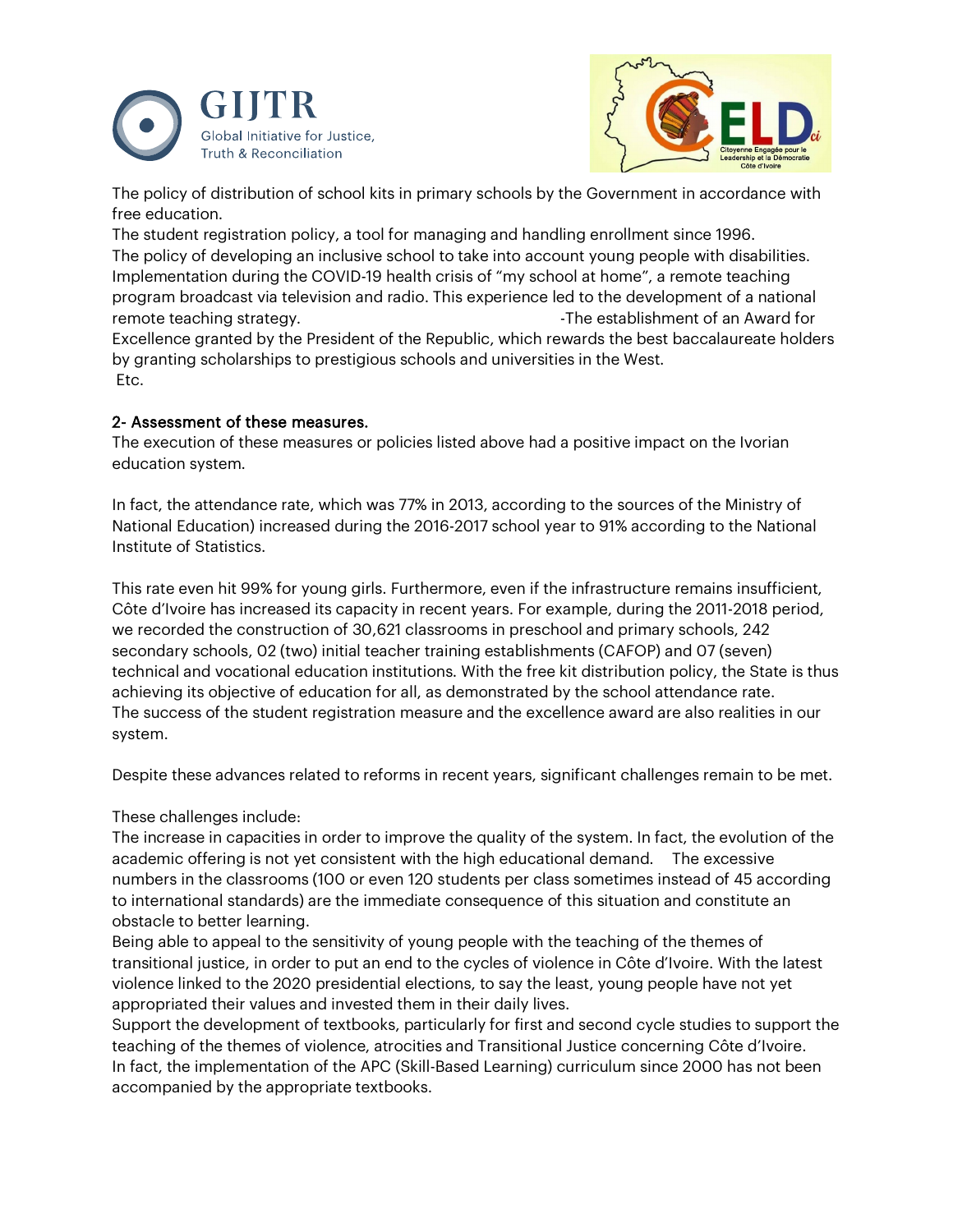The policy of distribution of school kits in primary schools by the Government in accordance with free education.

The student registration policy, a tool for managing and handling enrollment since 1996.

The policy of developing an inclusive school to take into account young people with disabilities.

Implementation during the COVID-19 health crisis of "my school at home", a remote teaching program broadcast via television and radio. This experience led to the development of a national remote teaching strategy. -The establishment of an Award for Excellence granted by the President of the Republic, which rewards the best baccalaureate holders by granting scholarships to prestigious schools and universities in the West.

Etc.

**2- Assessment of these measures.**

The execution of these measures or policies listed above had a positive impact on the Ivorian education system.

In fact, the attendance rate, which was 77% in 2013, according to the sources of the Ministry of National Education) increased during the 2016-2017 school year to 91% according to the National Institute of Statistics.

This rate even hit 99% for young girls. Furthermore, even if the infrastructure remains insufficient, Côte d'Ivoire has increased its capacity in recent years. For example, during the 2011-2018 period, we recorded the construction of 30,621 classrooms in preschool and primary schools, 242 secondary schools, 02 (two) initial teacher training establishments (CAFOP) and 07 (seven) technical and vocational education institutions. With the free kit distribution policy, the State is thus achieving its objective of education for all, as demonstrated by the school attendance rate.

The success of the student registration measure and the excellence award are also realities in our system.

Despite these advances related to reforms in recent years, significant challenges remain to be met.

These challenges include:

The increase in capacities in order to improve the quality of the system. In fact, the evolution of the academic offering is not yet consistent with the high educational demand. The excessive numbers in the classrooms (100 or even 120 students per class sometimes instead of 45 according to international standards) are the immediate consequence of this situation and constitute an obstacle to better learning.

Being able to appeal to the sensitivity of young people with the teaching of the themes of transitional justice, in order to put an end to the cycles of violence in Côte d'Ivoire. With the latest violence linked to the 2020 presidential elections, to say the least, young people have not yet appropriated their values and invested them in their daily lives.

Support the development of textbooks, particularly for first and second cycle studies to support the teaching of the themes of violence, atrocities and Transitional Justice concerning Côte d'Ivoire.

In fact, the implementation of the APC (Skill-Based Learning) curriculum since 2000 has not been accompanied by the appropriate textbooks.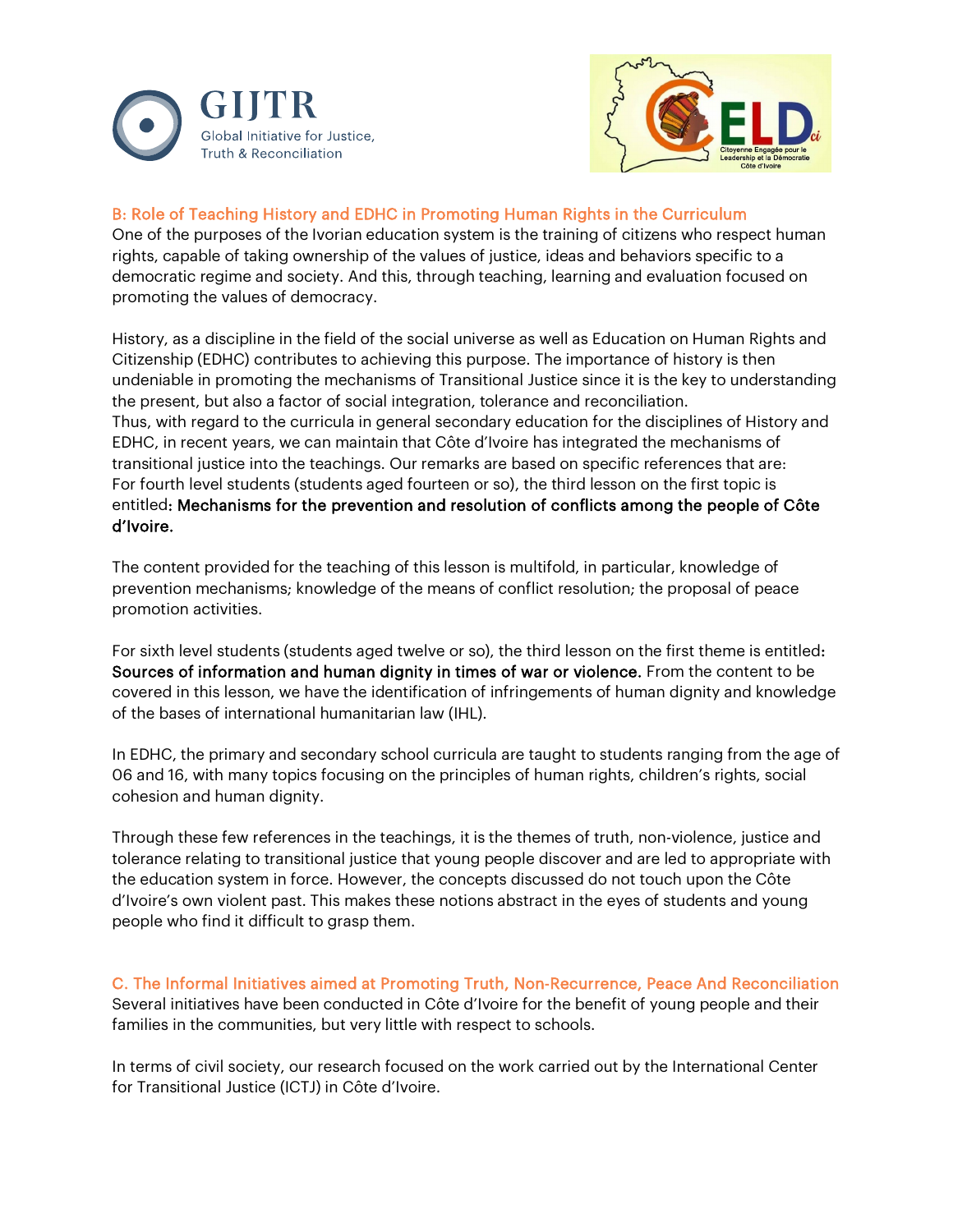## B: Role of Teaching History and EDHC in Promoting Human Rights in the Curriculum

One of the purposes of the Ivorian education system is the training of citizens who respect human rights, capable of taking ownership of the values of justice, ideas and behaviors specific to a democratic regime and society. And this, through teaching, learning and evaluation focused on promoting the values of democracy.

History, as a discipline in the field of the social universe as well as Education on Human Rights and Citizenship (EDHC) contributes to achieving this purpose. The importance of history is then undeniable in promoting the mechanisms of Transitional Justice since it is the key to understanding the present, but also a factor of social integration, tolerance and reconciliation.
Thus, with regard to the curricula in general secondary education for the disciplines of History and EDHC, in recent years, we can maintain that Côte d'Ivoire has integrated the mechanisms of transitional justice into the teachings. Our remarks are based on specific references that are:
For fourth level students (students aged fourteen or so), the third lesson on the first topic is entitled: **Mechanisms for the prevention and resolution of conflicts among the people of Côte d'Ivoire.**

The content provided for the teaching of this lesson is multifold, in particular, knowledge of prevention mechanisms; knowledge of the means of conflict resolution; the proposal of peace promotion activities.

For sixth level students (students aged twelve or so), the third lesson on the first theme is entitled: **Sources of information and human dignity in times of war or violence.** From the content to be covered in this lesson, we have the identification of infringements of human dignity and knowledge of the bases of international humanitarian law (IHL).

In EDHC, the primary and secondary school curricula are taught to students ranging from the age of 06 and 16, with many topics focusing on the principles of human rights, children's rights, social cohesion and human dignity.

Through these few references in the teachings, it is the themes of truth, non-violence, justice and tolerance relating to transitional justice that young people discover and are led to appropriate with the education system in force. However, the concepts discussed do not touch upon the Côte d'Ivoire's own violent past. This makes these notions abstract in the eyes of students and young people who find it difficult to grasp them.

## C. The Informal Initiatives aimed at Promoting Truth, Non-Recurrence, Peace And Reconciliation

Several initiatives have been conducted in Côte d'Ivoire for the benefit of young people and their families in the communities, but very little with respect to schools.

In terms of civil society, our research focused on the work carried out by the International Center for Transitional Justice (ICTJ) in Côte d'Ivoire.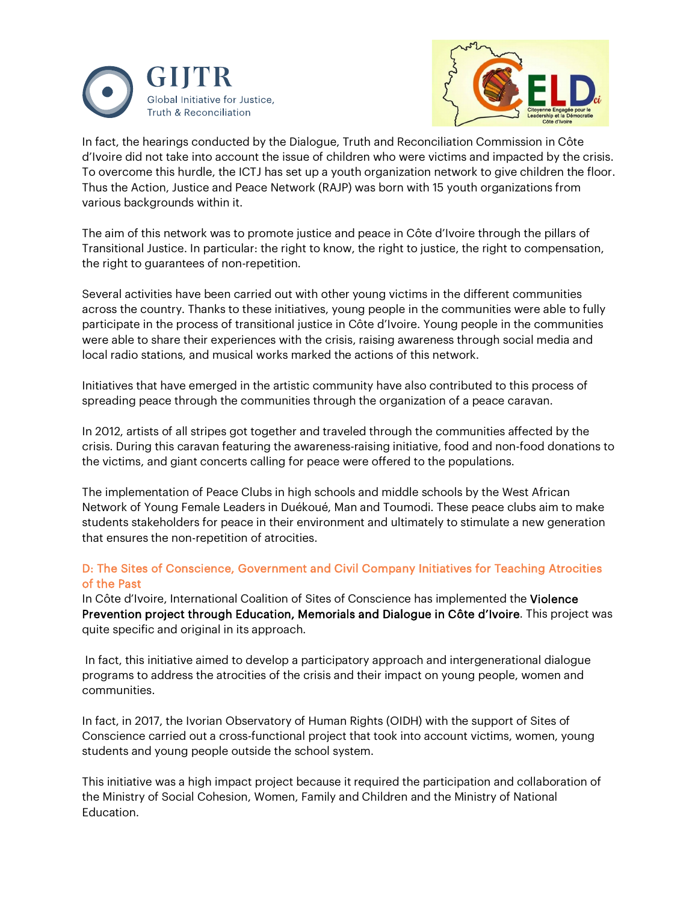In fact, the hearings conducted by the Dialogue, Truth and Reconciliation Commission in Côte d'Ivoire did not take into account the issue of children who were victims and impacted by the crisis. To overcome this hurdle, the ICTJ has set up a youth organization network to give children the floor. Thus the Action, Justice and Peace Network (RAJP) was born with 15 youth organizations from various backgrounds within it.

The aim of this network was to promote justice and peace in Côte d'Ivoire through the pillars of Transitional Justice. In particular: the right to know, the right to justice, the right to compensation, the right to guarantees of non-repetition.

Several activities have been carried out with other young victims in the different communities across the country. Thanks to these initiatives, young people in the communities were able to fully participate in the process of transitional justice in Côte d'Ivoire. Young people in the communities were able to share their experiences with the crisis, raising awareness through social media and local radio stations, and musical works marked the actions of this network.

Initiatives that have emerged in the artistic community have also contributed to this process of spreading peace through the communities through the organization of a peace caravan.

In 2012, artists of all stripes got together and traveled through the communities affected by the crisis. During this caravan featuring the awareness-raising initiative, food and non-food donations to the victims, and giant concerts calling for peace were offered to the populations.

The implementation of Peace Clubs in high schools and middle schools by the West African Network of Young Female Leaders in Duékoué, Man and Toumodi. These peace clubs aim to make students stakeholders for peace in their environment and ultimately to stimulate a new generation that ensures the non-repetition of atrocities.

### D: The Sites of Conscience, Government and Civil Company Initiatives for Teaching Atrocities of the Past

In Côte d'Ivoire, International Coalition of Sites of Conscience has implemented the **Violence Prevention project through Education, Memorials and Dialogue in Côte d'Ivoire**. This project was quite specific and original in its approach.

In fact, this initiative aimed to develop a participatory approach and intergenerational dialogue programs to address the atrocities of the crisis and their impact on young people, women and communities.

In fact, in 2017, the Ivorian Observatory of Human Rights (OIDH) with the support of Sites of Conscience carried out a cross-functional project that took into account victims, women, young students and young people outside the school system.

This initiative was a high impact project because it required the participation and collaboration of the Ministry of Social Cohesion, Women, Family and Children and the Ministry of National Education.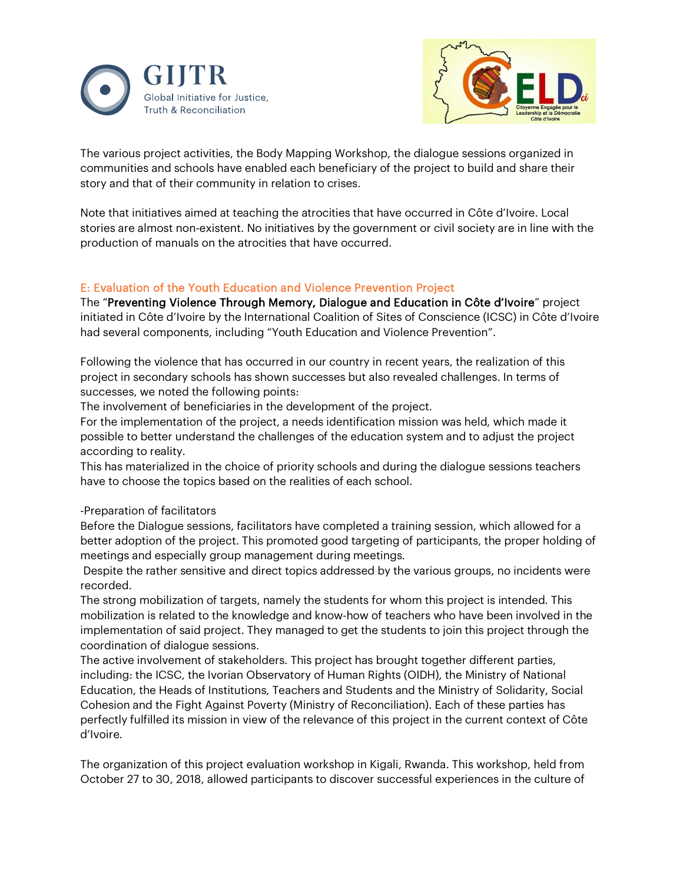The various project activities, the Body Mapping Workshop, the dialogue sessions organized in communities and schools have enabled each beneficiary of the project to build and share their story and that of their community in relation to crises.

Note that initiatives aimed at teaching the atrocities that have occurred in Côte d'Ivoire. Local stories are almost non-existent. No initiatives by the government or civil society are in line with the production of manuals on the atrocities that have occurred.

## E: Evaluation of the Youth Education and Violence Prevention Project

The "**Preventing Violence Through Memory, Dialogue and Education in Côte d'Ivoire**" project initiated in Côte d'Ivoire by the International Coalition of Sites of Conscience (ICSC) in Côte d'Ivoire had several components, including "Youth Education and Violence Prevention".

Following the violence that has occurred in our country in recent years, the realization of this project in secondary schools has shown successes but also revealed challenges. In terms of successes, we noted the following points:

The involvement of beneficiaries in the development of the project.

For the implementation of the project, a needs identification mission was held, which made it possible to better understand the challenges of the education system and to adjust the project according to reality.

This has materialized in the choice of priority schools and during the dialogue sessions teachers have to choose the topics based on the realities of each school.

-Preparation of facilitators

Before the Dialogue sessions, facilitators have completed a training session, which allowed for a better adoption of the project. This promoted good targeting of participants, the proper holding of meetings and especially group management during meetings.

Despite the rather sensitive and direct topics addressed by the various groups, no incidents were recorded.

The strong mobilization of targets, namely the students for whom this project is intended. This mobilization is related to the knowledge and know-how of teachers who have been involved in the implementation of said project. They managed to get the students to join this project through the coordination of dialogue sessions.

The active involvement of stakeholders. This project has brought together different parties, including: the ICSC, the Ivorian Observatory of Human Rights (OIDH), the Ministry of National Education, the Heads of Institutions, Teachers and Students and the Ministry of Solidarity, Social Cohesion and the Fight Against Poverty (Ministry of Reconciliation). Each of these parties has perfectly fulfilled its mission in view of the relevance of this project in the current context of Côte d'Ivoire.

The organization of this project evaluation workshop in Kigali, Rwanda. This workshop, held from October 27 to 30, 2018, allowed participants to discover successful experiences in the culture of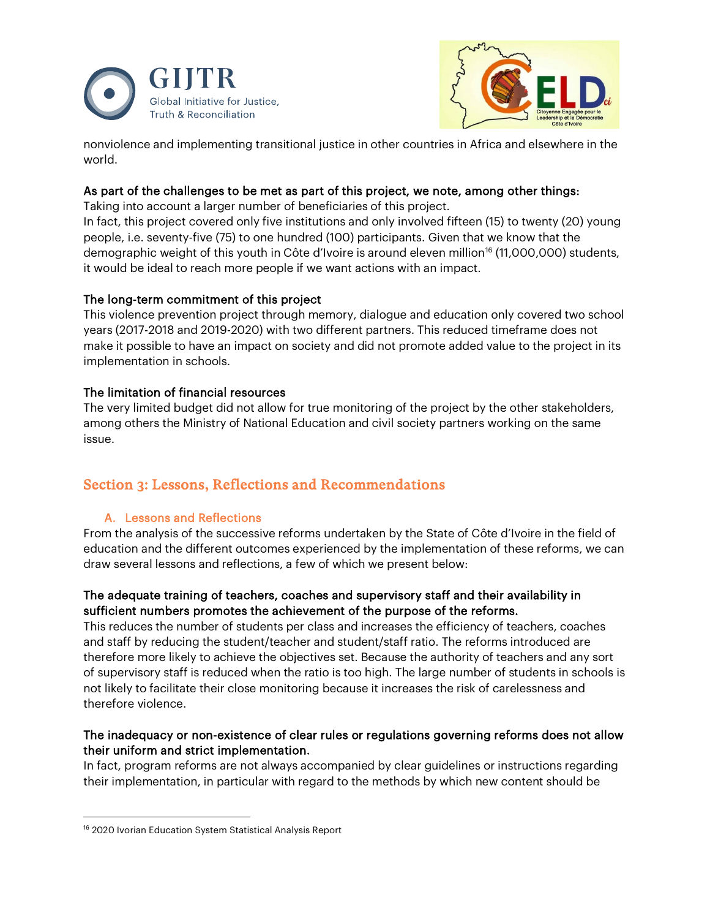nonviolence and implementing transitional justice in other countries in Africa and elsewhere in the world.

**As part of the challenges to be met as part of this project, we note, among other things:**

Taking into account a larger number of beneficiaries of this project.

In fact, this project covered only five institutions and only involved fifteen (15) to twenty (20) young people, i.e. seventy-five (75) to one hundred (100) participants. Given that we know that the demographic weight of this youth in Côte d'Ivoire is around eleven million[16] (11,000,000) students, it would be ideal to reach more people if we want actions with an impact.

**The long-term commitment of this project**

This violence prevention project through memory, dialogue and education only covered two school years (2017-2018 and 2019-2020) with two different partners. This reduced timeframe does not make it possible to have an impact on society and did not promote added value to the project in its implementation in schools.

**The limitation of financial resources**

The very limited budget did not allow for true monitoring of the project by the other stakeholders, among others the Ministry of National Education and civil society partners working on the same issue.

## Section 3: Lessons, Reflections and Recommendations

### A. Lessons and Reflections

From the analysis of the successive reforms undertaken by the State of Côte d'Ivoire in the field of education and the different outcomes experienced by the implementation of these reforms, we can draw several lessons and reflections, a few of which we present below:

**The adequate training of teachers, coaches and supervisory staff and their availability in sufficient numbers promotes the achievement of the purpose of the reforms.**

This reduces the number of students per class and increases the efficiency of teachers, coaches and staff by reducing the student/teacher and student/staff ratio. The reforms introduced are therefore more likely to achieve the objectives set. Because the authority of teachers and any sort of supervisory staff is reduced when the ratio is too high. The large number of students in schools is not likely to facilitate their close monitoring because it increases the risk of carelessness and therefore violence.

**The inadequacy or non-existence of clear rules or regulations governing reforms does not allow their uniform and strict implementation.**

In fact, program reforms are not always accompanied by clear guidelines or instructions regarding their implementation, in particular with regard to the methods by which new content should be

[16] 2020 Ivorian Education System Statistical Analysis Report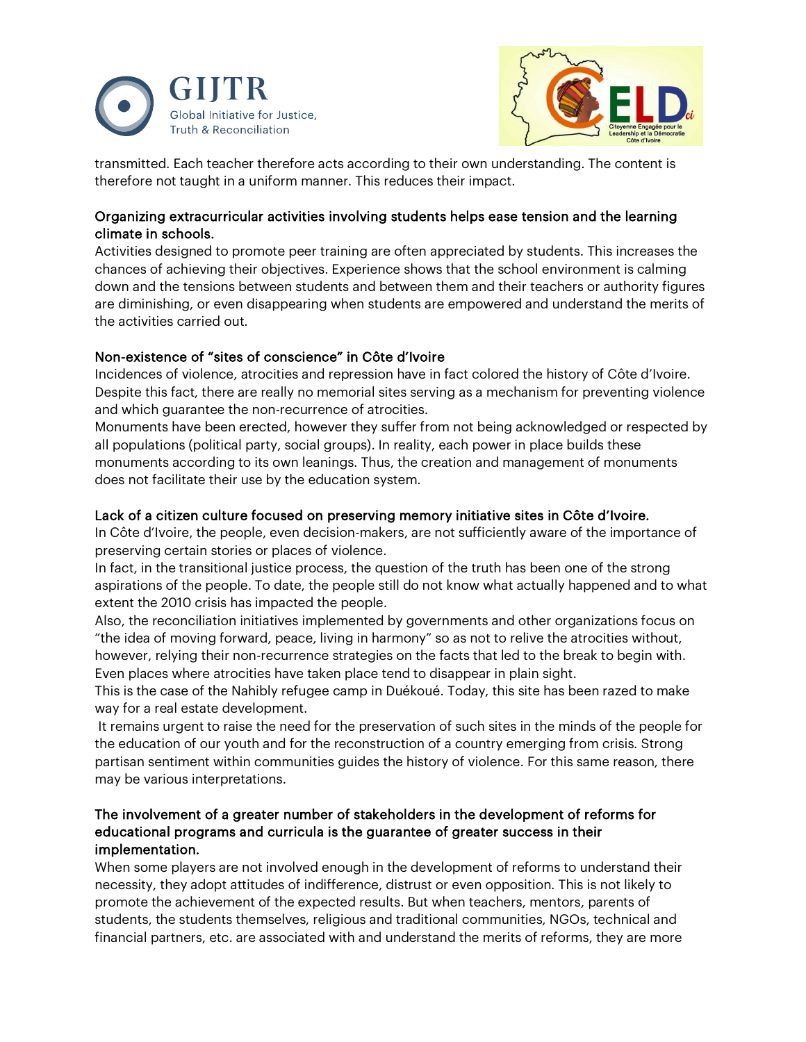transmitted. Each teacher therefore acts according to their own understanding. The content is therefore not taught in a uniform manner. This reduces their impact.

### Organizing extracurricular activities involving students helps ease tension and the learning climate in schools.

Activities designed to promote peer training are often appreciated by students. This increases the chances of achieving their objectives. Experience shows that the school environment is calming down and the tensions between students and between them and their teachers or authority figures are diminishing, or even disappearing when students are empowered and understand the merits of the activities carried out.

### Non-existence of "sites of conscience" in Côte d'Ivoire

Incidences of violence, atrocities and repression have in fact colored the history of Côte d'Ivoire. Despite this fact, there are really no memorial sites serving as a mechanism for preventing violence and which guarantee the non-recurrence of atrocities.

Monuments have been erected, however they suffer from not being acknowledged or respected by all populations (political party, social groups). In reality, each power in place builds these monuments according to its own leanings. Thus, the creation and management of monuments does not facilitate their use by the education system.

### Lack of a citizen culture focused on preserving memory initiative sites in Côte d'Ivoire.

In Côte d'Ivoire, the people, even decision-makers, are not sufficiently aware of the importance of preserving certain stories or places of violence.

In fact, in the transitional justice process, the question of the truth has been one of the strong aspirations of the people. To date, the people still do not know what actually happened and to what extent the 2010 crisis has impacted the people.

Also, the reconciliation initiatives implemented by governments and other organizations focus on "the idea of moving forward, peace, living in harmony" so as not to relive the atrocities without, however, relying their non-recurrence strategies on the facts that led to the break to begin with. Even places where atrocities have taken place tend to disappear in plain sight.

This is the case of the Nahibly refugee camp in Duékoué. Today, this site has been razed to make way for a real estate development.

It remains urgent to raise the need for the preservation of such sites in the minds of the people for the education of our youth and for the reconstruction of a country emerging from crisis. Strong partisan sentiment within communities guides the history of violence. For this same reason, there may be various interpretations.

### The involvement of a greater number of stakeholders in the development of reforms for educational programs and curricula is the guarantee of greater success in their implementation.

When some players are not involved enough in the development of reforms to understand their necessity, they adopt attitudes of indifference, distrust or even opposition. This is not likely to promote the achievement of the expected results. But when teachers, mentors, parents of students, the students themselves, religious and traditional communities, NGOs, technical and financial partners, etc. are associated with and understand the merits of reforms, they are more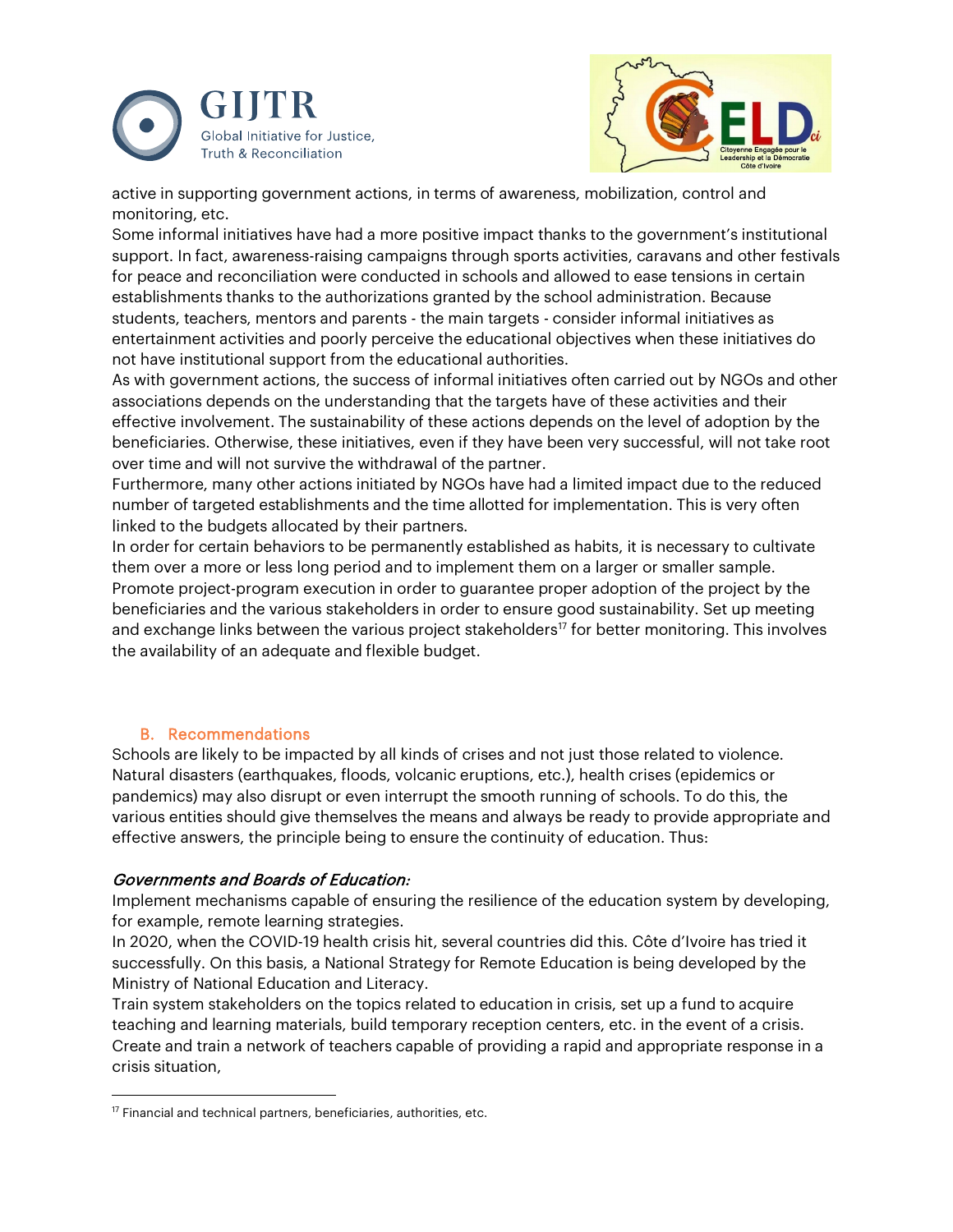active in supporting government actions, in terms of awareness, mobilization, control and monitoring, etc.

Some informal initiatives have had a more positive impact thanks to the government's institutional support. In fact, awareness-raising campaigns through sports activities, caravans and other festivals for peace and reconciliation were conducted in schools and allowed to ease tensions in certain establishments thanks to the authorizations granted by the school administration. Because students, teachers, mentors and parents - the main targets - consider informal initiatives as entertainment activities and poorly perceive the educational objectives when these initiatives do not have institutional support from the educational authorities.

As with government actions, the success of informal initiatives often carried out by NGOs and other associations depends on the understanding that the targets have of these activities and their effective involvement. The sustainability of these actions depends on the level of adoption by the beneficiaries. Otherwise, these initiatives, even if they have been very successful, will not take root over time and will not survive the withdrawal of the partner.

Furthermore, many other actions initiated by NGOs have had a limited impact due to the reduced number of targeted establishments and the time allotted for implementation. This is very often linked to the budgets allocated by their partners.

In order for certain behaviors to be permanently established as habits, it is necessary to cultivate them over a more or less long period and to implement them on a larger or smaller sample. Promote project-program execution in order to guarantee proper adoption of the project by the beneficiaries and the various stakeholders in order to ensure good sustainability. Set up meeting and exchange links between the various project stakeholders[17] for better monitoring. This involves the availability of an adequate and flexible budget.

## B. Recommendations

Schools are likely to be impacted by all kinds of crises and not just those related to violence. Natural disasters (earthquakes, floods, volcanic eruptions, etc.), health crises (epidemics or pandemics) may also disrupt or even interrupt the smooth running of schools. To do this, the various entities should give themselves the means and always be ready to provide appropriate and effective answers, the principle being to ensure the continuity of education. Thus:

*Governments and Boards of Education:*

Implement mechanisms capable of ensuring the resilience of the education system by developing, for example, remote learning strategies.

In 2020, when the COVID-19 health crisis hit, several countries did this. Côte d'Ivoire has tried it successfully. On this basis, a National Strategy for Remote Education is being developed by the Ministry of National Education and Literacy.

Train system stakeholders on the topics related to education in crisis, set up a fund to acquire teaching and learning materials, build temporary reception centers, etc. in the event of a crisis.

Create and train a network of teachers capable of providing a rapid and appropriate response in a crisis situation,

---

[17] Financial and technical partners, beneficiaries, authorities, etc.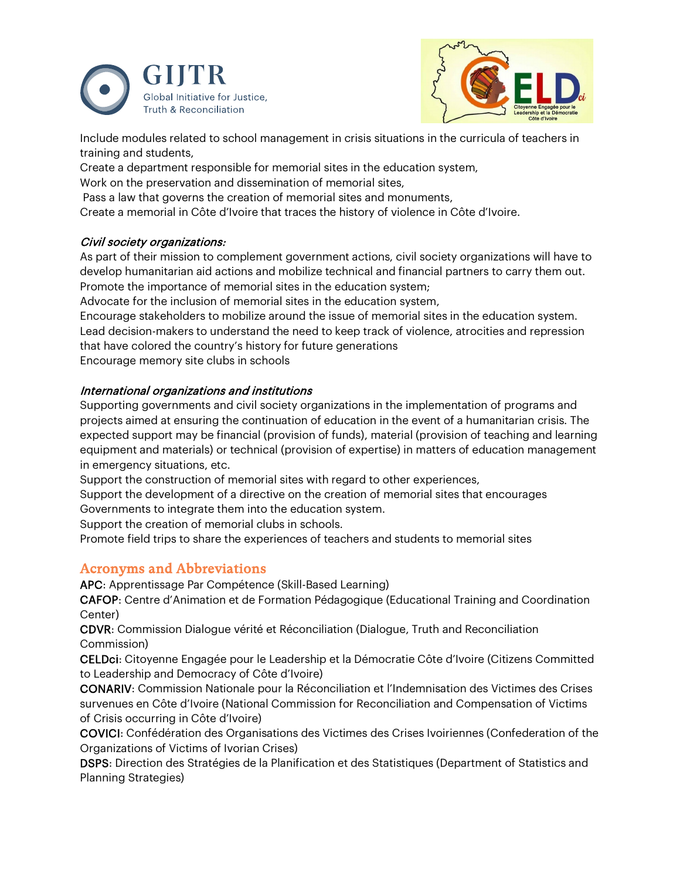Include modules related to school management in crisis situations in the curricula of teachers in training and students,
Create a department responsible for memorial sites in the education system,
Work on the preservation and dissemination of memorial sites,
Pass a law that governs the creation of memorial sites and monuments,
Create a memorial in Côte d'Ivoire that traces the history of violence in Côte d'Ivoire.

*Civil society organizations:*
As part of their mission to complement government actions, civil society organizations will have to develop humanitarian aid actions and mobilize technical and financial partners to carry them out.
Promote the importance of memorial sites in the education system;
Advocate for the inclusion of memorial sites in the education system,
Encourage stakeholders to mobilize around the issue of memorial sites in the education system.
Lead decision-makers to understand the need to keep track of violence, atrocities and repression that have colored the country's history for future generations
Encourage memory site clubs in schools

*International organizations and institutions*
Supporting governments and civil society organizations in the implementation of programs and projects aimed at ensuring the continuation of education in the event of a humanitarian crisis. The expected support may be financial (provision of funds), material (provision of teaching and learning equipment and materials) or technical (provision of expertise) in matters of education management in emergency situations, etc.
Support the construction of memorial sites with regard to other experiences,
Support the development of a directive on the creation of memorial sites that encourages Governments to integrate them into the education system.
Support the creation of memorial clubs in schools.
Promote field trips to share the experiences of teachers and students to memorial sites

## Acronyms and Abbreviations

**APC**: Apprentissage Par Compétence (Skill-Based Learning)
**CAFOP**: Centre d'Animation et de Formation Pédagogique (Educational Training and Coordination Center)
**CDVR**: Commission Dialogue vérité et Réconciliation (Dialogue, Truth and Reconciliation Commission)
**CELDci**: Citoyenne Engagée pour le Leadership et la Démocratie Côte d'Ivoire (Citizens Committed to Leadership and Democracy of Côte d'Ivoire)
**CONARIV**: Commission Nationale pour la Réconciliation et l'Indemnisation des Victimes des Crises survenues en Côte d'Ivoire (National Commission for Reconciliation and Compensation of Victims of Crisis occurring in Côte d'Ivoire)
**COVICI**: Confédération des Organisations des Victimes des Crises Ivoiriennes (Confederation of the Organizations of Victims of Ivorian Crises)
**DSPS**: Direction des Stratégies de la Planification et des Statistiques (Department of Statistics and Planning Strategies)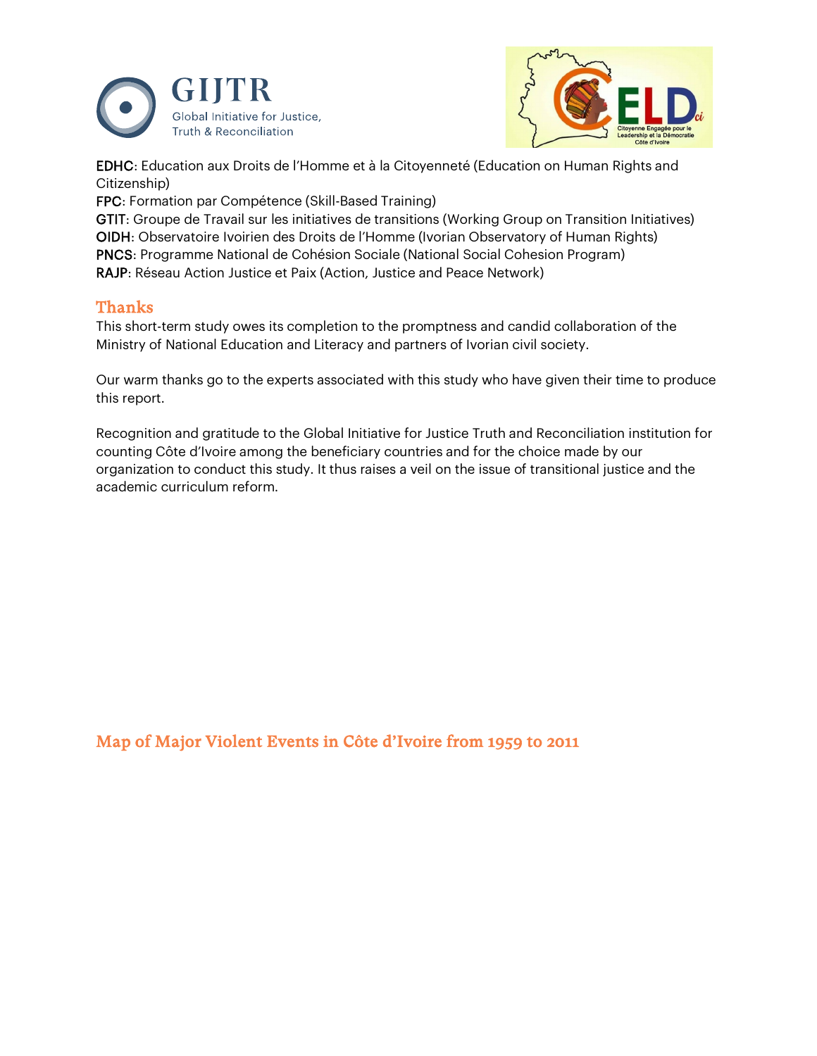**EDHC**: Education aux Droits de l'Homme et à la Citoyenneté (Education on Human Rights and Citizenship)
**FPC**: Formation par Compétence (Skill-Based Training)
**GTIT**: Groupe de Travail sur les initiatives de transitions (Working Group on Transition Initiatives)
**OIDH**: Observatoire Ivoirien des Droits de l'Homme (Ivorian Observatory of Human Rights)
**PNCS**: Programme National de Cohésion Sociale (National Social Cohesion Program)
**RAJP**: Réseau Action Justice et Paix (Action, Justice and Peace Network)

## Thanks

This short-term study owes its completion to the promptness and candid collaboration of the Ministry of National Education and Literacy and partners of Ivorian civil society.

Our warm thanks go to the experts associated with this study who have given their time to produce this report.

Recognition and gratitude to the Global Initiative for Justice Truth and Reconciliation institution for counting Côte d'Ivoire among the beneficiary countries and for the choice made by our organization to conduct this study. It thus raises a veil on the issue of transitional justice and the academic curriculum reform.

## Map of Major Violent Events in Côte d'Ivoire from 1959 to 2011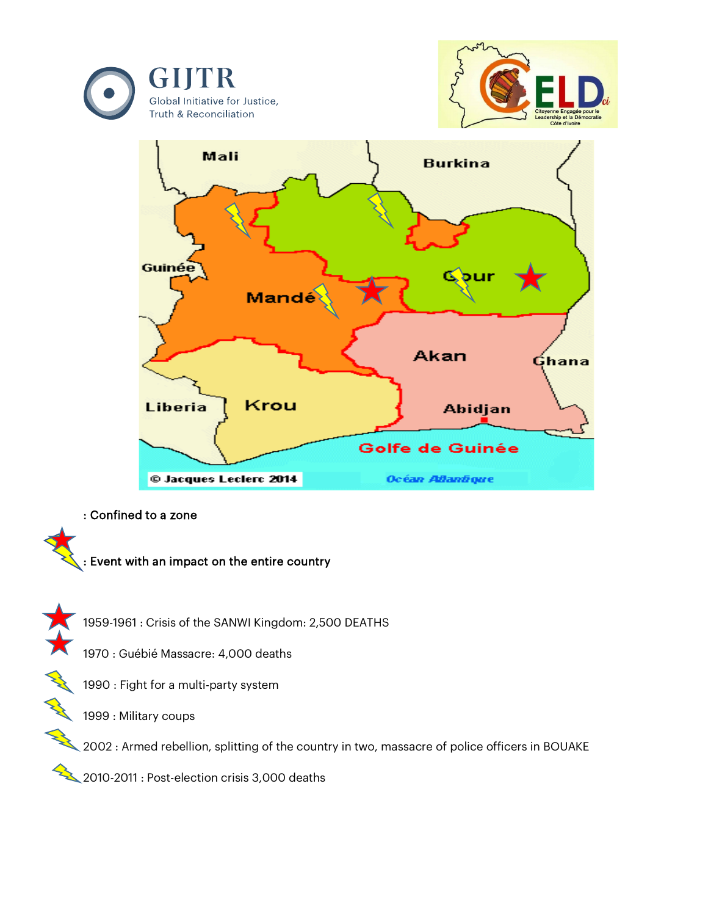: Confined to a zone

: Event with an impact on the entire country

1959-1961 : Crisis of the SANWI Kingdom: 2,500 DEATHS

1970 : Guébié Massacre: 4,000 deaths

1990 : Fight for a multi-party system

1999 : Military coups

2002 : Armed rebellion, splitting of the country in two, massacre of police officers in BOUAKE

2010-2011 : Post-election crisis 3,000 deaths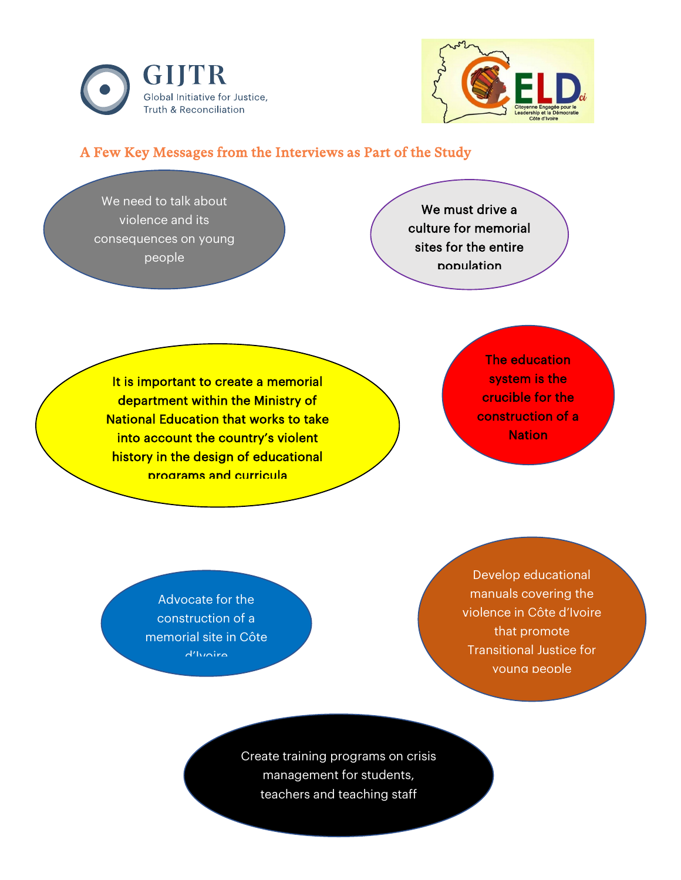GIJTR
Global Initiative for Justice, Truth & Reconciliation

## A Few Key Messages from the Interviews as Part of the Study

We need to talk about violence and its consequences on young people

We must drive a culture for memorial sites for the entire population

It is important to create a memorial department within the Ministry of National Education that works to take into account the country's violent history in the design of educational programs and curricula

The education system is the crucible for the construction of a Nation

Advocate for the construction of a memorial site in Côte d'Ivoire

Develop educational manuals covering the violence in Côte d'Ivoire that promote Transitional Justice for young people

Create training programs on crisis management for students, teachers and teaching staff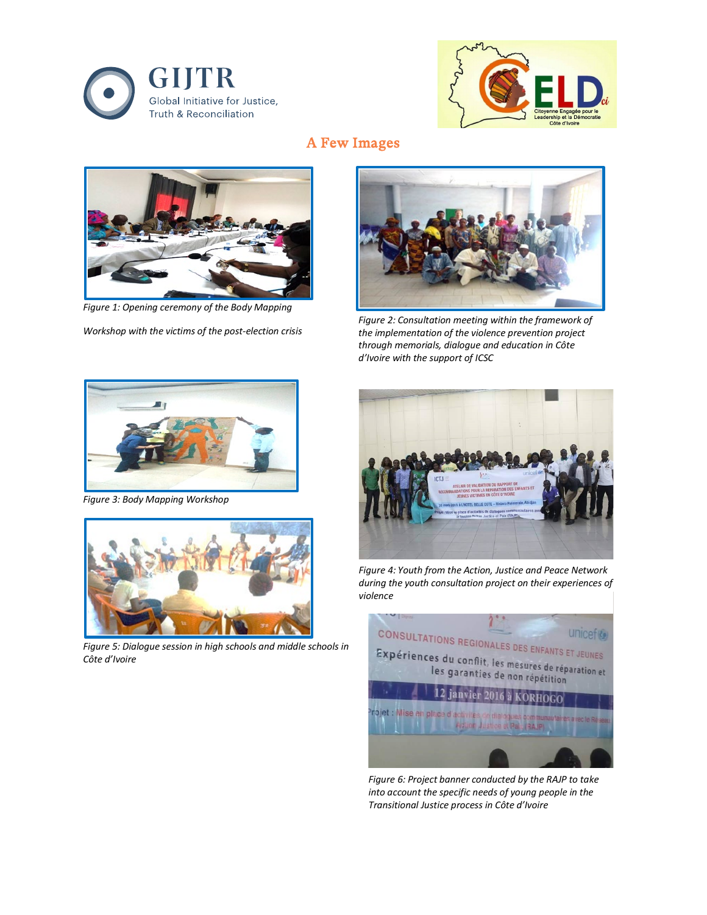## A Few Images

Figure 1: Opening ceremony of the Body Mapping Workshop with the victims of the post-election crisis

Figure 2: Consultation meeting within the framework of the implementation of the violence prevention project through memorials, dialogue and education in Côte d'Ivoire with the support of ICSC

Figure 3: Body Mapping Workshop

Figure 4: Youth from the Action, Justice and Peace Network during the youth consultation project on their experiences of violence

Figure 5: Dialogue session in high schools and middle schools in Côte d'Ivoire

Figure 6: Project banner conducted by the RAJP to take into account the specific needs of young people in the Transitional Justice process in Côte d'Ivoire